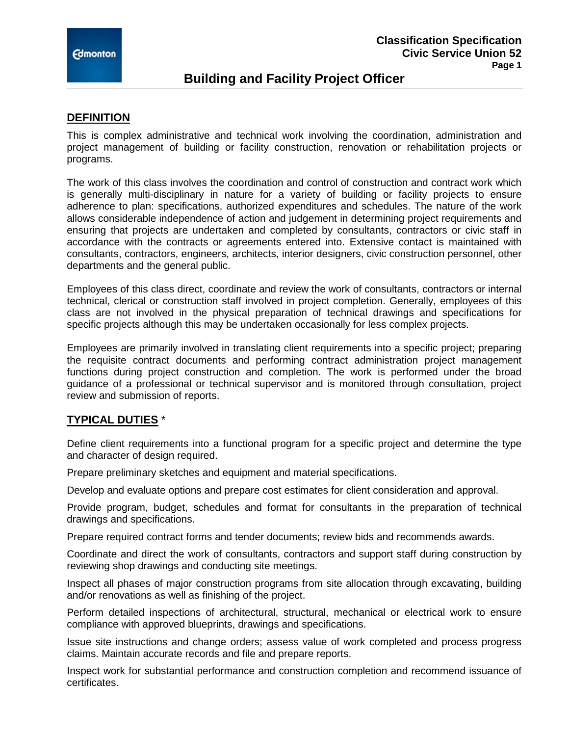# Building and Facility Project Officer

## DEFINITION

This is complex administrative and technical work involving the coordination, administration and project management of building or facility construction, renovation or rehabilitation projects or programs.

The work of this class involves the coordination and control of construction and contract work which is generally multi-disciplinary in nature for a variety of building or facility projects to ensure adherence to plan: specifications, authorized expenditures and schedules. The nature of the work allows considerable independence of action and judgement in determining project requirements and ensuring that projects are undertaken and completed by consultants, contractors or civic staff in accordance with the contracts or agreements entered into. Extensive contact is maintained with consultants, contractors, engineers, architects, interior designers, civic construction personnel, other departments and the general public.

Employees of this class direct, coordinate and review the work of consultants, contractors or internal technical, clerical or construction staff involved in project completion. Generally, employees of this class are not involved in the physical preparation of technical drawings and specifications for specific projects although this may be undertaken occasionally for less complex projects.

Employees are primarily involved in translating client requirements into a specific project; preparing the requisite contract documents and performing contract administration project management functions during project construction and completion. The work is performed under the broad guidance of a professional or technical supervisor and is monitored through consultation, project review and submission of reports.

## TYPICAL DUTIES *

Define client requirements into a functional program for a specific project and determine the type and character of design required.

Prepare preliminary sketches and equipment and material specifications.

Develop and evaluate options and prepare cost estimates for client consideration and approval.

Provide program, budget, schedules and format for consultants in the preparation of technical drawings and specifications.

Prepare required contract forms and tender documents; review bids and recommends awards.

Coordinate and direct the work of consultants, contractors and support staff during construction by reviewing shop drawings and conducting site meetings.

Inspect all phases of major construction programs from site allocation through excavating, building and/or renovations as well as finishing of the project.

Perform detailed inspections of architectural, structural, mechanical or electrical work to ensure compliance with approved blueprints, drawings and specifications.

Issue site instructions and change orders; assess value of work completed and process progress claims. Maintain accurate records and file and prepare reports.

Inspect work for substantial performance and construction completion and recommend issuance of certificates.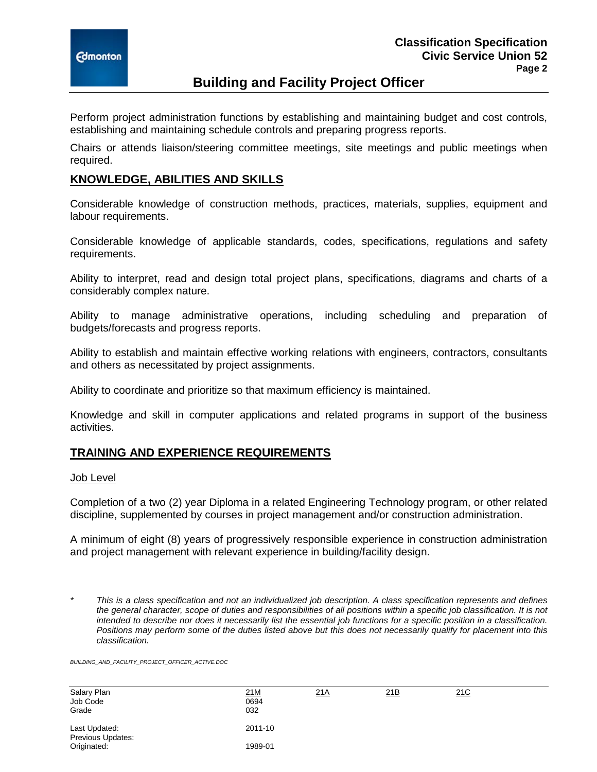Perform project administration functions by establishing and maintaining budget and cost controls, establishing and maintaining schedule controls and preparing progress reports.

Chairs or attends liaison/steering committee meetings, site meetings and public meetings when required.

## KNOWLEDGE, ABILITIES AND SKILLS

Considerable knowledge of construction methods, practices, materials, supplies, equipment and labour requirements.

Considerable knowledge of applicable standards, codes, specifications, regulations and safety requirements.

Ability to interpret, read and design total project plans, specifications, diagrams and charts of a considerably complex nature.

Ability to manage administrative operations, including scheduling and preparation of budgets/forecasts and progress reports.

Ability to establish and maintain effective working relations with engineers, contractors, consultants and others as necessitated by project assignments.

Ability to coordinate and prioritize so that maximum efficiency is maintained.

Knowledge and skill in computer applications and related programs in support of the business activities.

## TRAINING AND EXPERIENCE REQUIREMENTS

Job Level

Completion of a two (2) year Diploma in a related Engineering Technology program, or other related discipline, supplemented by courses in project management and/or construction administration.

A minimum of eight (8) years of progressively responsible experience in construction administration and project management with relevant experience in building/facility design.

\* *This is a class specification and not an individualized job description. A class specification represents and defines the general character, scope of duties and responsibilities of all positions within a specific job classification. It is not intended to describe nor does it necessarily list the essential job functions for a specific position in a classification. Positions may perform some of the duties listed above but this does not necessarily qualify for placement into this classification.*

*BUILDING_AND_FACILITY_PROJECT_OFFICER_ACTIVE.DOC*

| | | | | |
|---|---|---|---|---|
| Salary Plan | 21M | 21A | 21B | 21C |
| Job Code | 0694 | | | |
| Grade | 032 | | | |
| Last Updated: | 2011-10 | | | |
| Previous Updates: | | | | |
| Originated: | 1989-01 | | | |